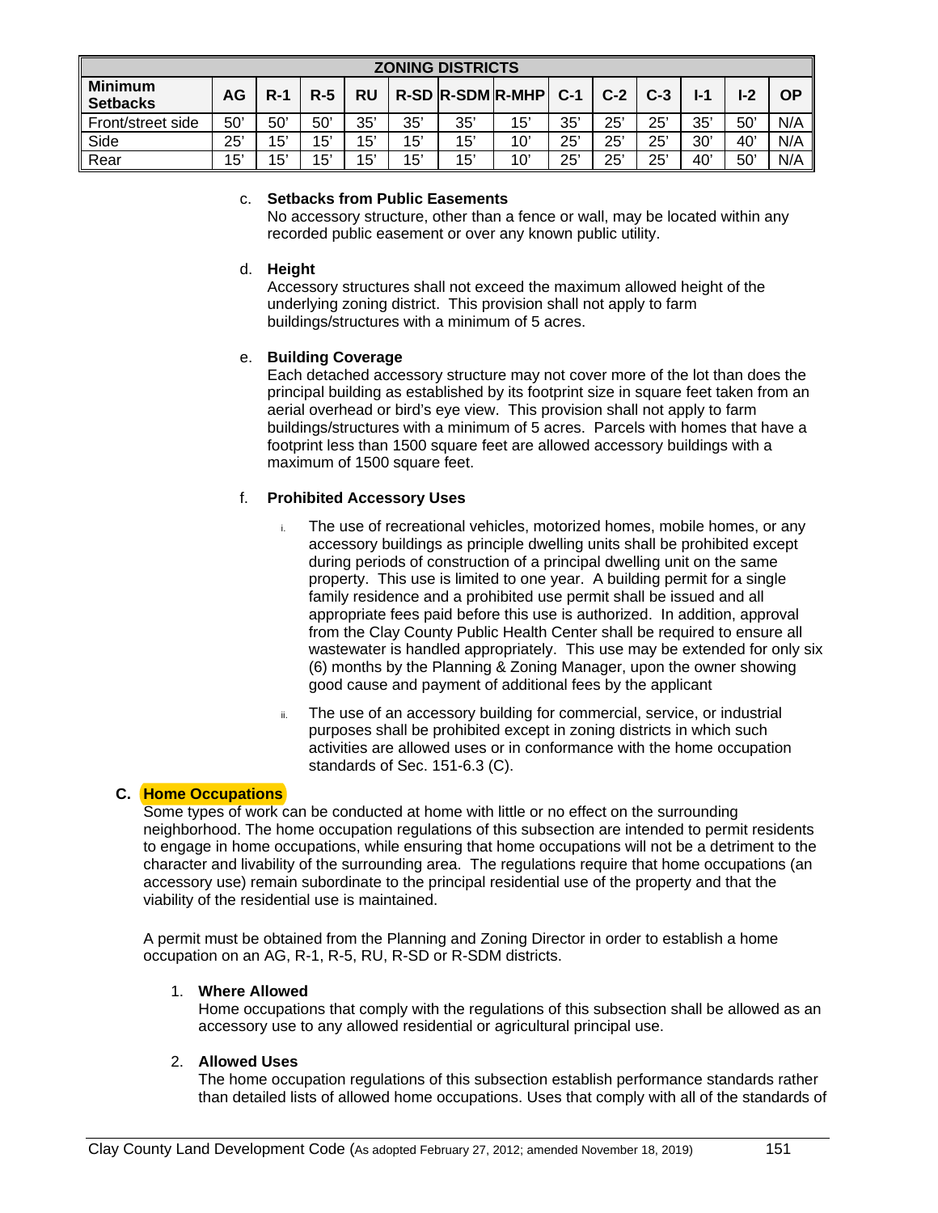| ZONING DISTRICTS | | | | | | | | | | | | | |
|---|---|---|---|---|---|---|---|---|---|---|---|---|---|
| **Minimum Setbacks** | **AG** | **R-1** | **R-5** | **RU** | **R-SD** | **R-SDM** | **R-MHP** | **C-1** | **C-2** | **C-3** | **I-1** | **I-2** | **OP** |
| Front/street side | 50' | 50' | 50' | 35' | 35' | 35' | 15' | 35' | 25' | 25' | 35' | 50' | N/A |
| Side | 25' | 15' | 15' | 15' | 15' | 15' | 10' | 25' | 25' | 25' | 30' | 40' | N/A |
| Rear | 15' | 15' | 15' | 15' | 15' | 15' | 10' | 25' | 25' | 25' | 40' | 50' | N/A |

c. **Setbacks from Public Easements**
No accessory structure, other than a fence or wall, may be located within any recorded public easement or over any known public utility.

d. **Height**
Accessory structures shall not exceed the maximum allowed height of the underlying zoning district. This provision shall not apply to farm buildings/structures with a minimum of 5 acres.

e. **Building Coverage**
Each detached accessory structure may not cover more of the lot than does the principal building as established by its footprint size in square feet taken from an aerial overhead or bird's eye view. This provision shall not apply to farm buildings/structures with a minimum of 5 acres. Parcels with homes that have a footprint less than 1500 square feet are allowed accessory buildings with a maximum of 1500 square feet.

f. **Prohibited Accessory Uses**

i. The use of recreational vehicles, motorized homes, mobile homes, or any accessory buildings as principle dwelling units shall be prohibited except during periods of construction of a principal dwelling unit on the same property. This use is limited to one year. A building permit for a single family residence and a prohibited use permit shall be issued and all appropriate fees paid before this use is authorized. In addition, approval from the Clay County Public Health Center shall be required to ensure all wastewater is handled appropriately. This use may be extended for only six (6) months by the Planning & Zoning Manager, upon the owner showing good cause and payment of additional fees by the applicant

ii. The use of an accessory building for commercial, service, or industrial purposes shall be prohibited except in zoning districts in which such activities are allowed uses or in conformance with the home occupation standards of Sec. 151-6.3 (C).

## C. Home Occupations

Some types of work can be conducted at home with little or no effect on the surrounding neighborhood. The home occupation regulations of this subsection are intended to permit residents to engage in home occupations, while ensuring that home occupations will not be a detriment to the character and livability of the surrounding area. The regulations require that home occupations (an accessory use) remain subordinate to the principal residential use of the property and that the viability of the residential use is maintained.

A permit must be obtained from the Planning and Zoning Director in order to establish a home occupation on an AG, R-1, R-5, RU, R-SD or R-SDM districts.

1. **Where Allowed**
Home occupations that comply with the regulations of this subsection shall be allowed as an accessory use to any allowed residential or agricultural principal use.

2. **Allowed Uses**
The home occupation regulations of this subsection establish performance standards rather than detailed lists of allowed home occupations. Uses that comply with all of the standards of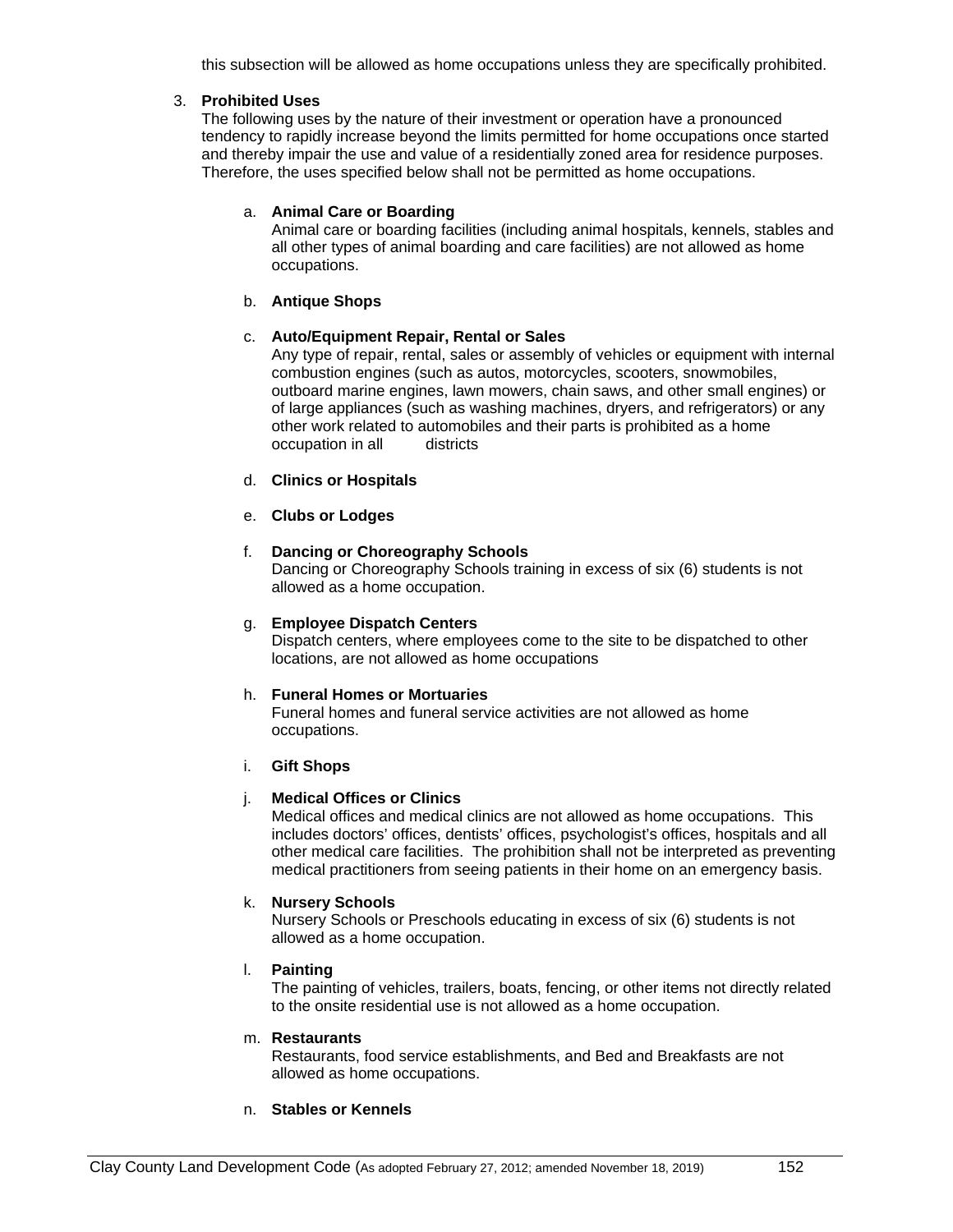this subsection will be allowed as home occupations unless they are specifically prohibited.

3. **Prohibited Uses**

   The following uses by the nature of their investment or operation have a pronounced tendency to rapidly increase beyond the limits permitted for home occupations once started and thereby impair the use and value of a residentially zoned area for residence purposes. Therefore, the uses specified below shall not be permitted as home occupations.

   a. **Animal Care or Boarding**

      Animal care or boarding facilities (including animal hospitals, kennels, stables and all other types of animal boarding and care facilities) are not allowed as home occupations.

   b. **Antique Shops**

   c. **Auto/Equipment Repair, Rental or Sales**

      Any type of repair, rental, sales or assembly of vehicles or equipment with internal combustion engines (such as autos, motorcycles, scooters, snowmobiles, outboard marine engines, lawn mowers, chain saws, and other small engines) or of large appliances (such as washing machines, dryers, and refrigerators) or any other work related to automobiles and their parts is prohibited as a home occupation in all districts

   d. **Clinics or Hospitals**

   e. **Clubs or Lodges**

   f. **Dancing or Choreography Schools**

      Dancing or Choreography Schools training in excess of six (6) students is not allowed as a home occupation.

   g. **Employee Dispatch Centers**

      Dispatch centers, where employees come to the site to be dispatched to other locations, are not allowed as home occupations

   h. **Funeral Homes or Mortuaries**

      Funeral homes and funeral service activities are not allowed as home occupations.

   i. **Gift Shops**

   j. **Medical Offices or Clinics**

      Medical offices and medical clinics are not allowed as home occupations. This includes doctors' offices, dentists' offices, psychologist's offices, hospitals and all other medical care facilities. The prohibition shall not be interpreted as preventing medical practitioners from seeing patients in their home on an emergency basis.

   k. **Nursery Schools**

      Nursery Schools or Preschools educating in excess of six (6) students is not allowed as a home occupation.

   l. **Painting**

      The painting of vehicles, trailers, boats, fencing, or other items not directly related to the onsite residential use is not allowed as a home occupation.

   m. **Restaurants**

      Restaurants, food service establishments, and Bed and Breakfasts are not allowed as home occupations.

   n. **Stables or Kennels**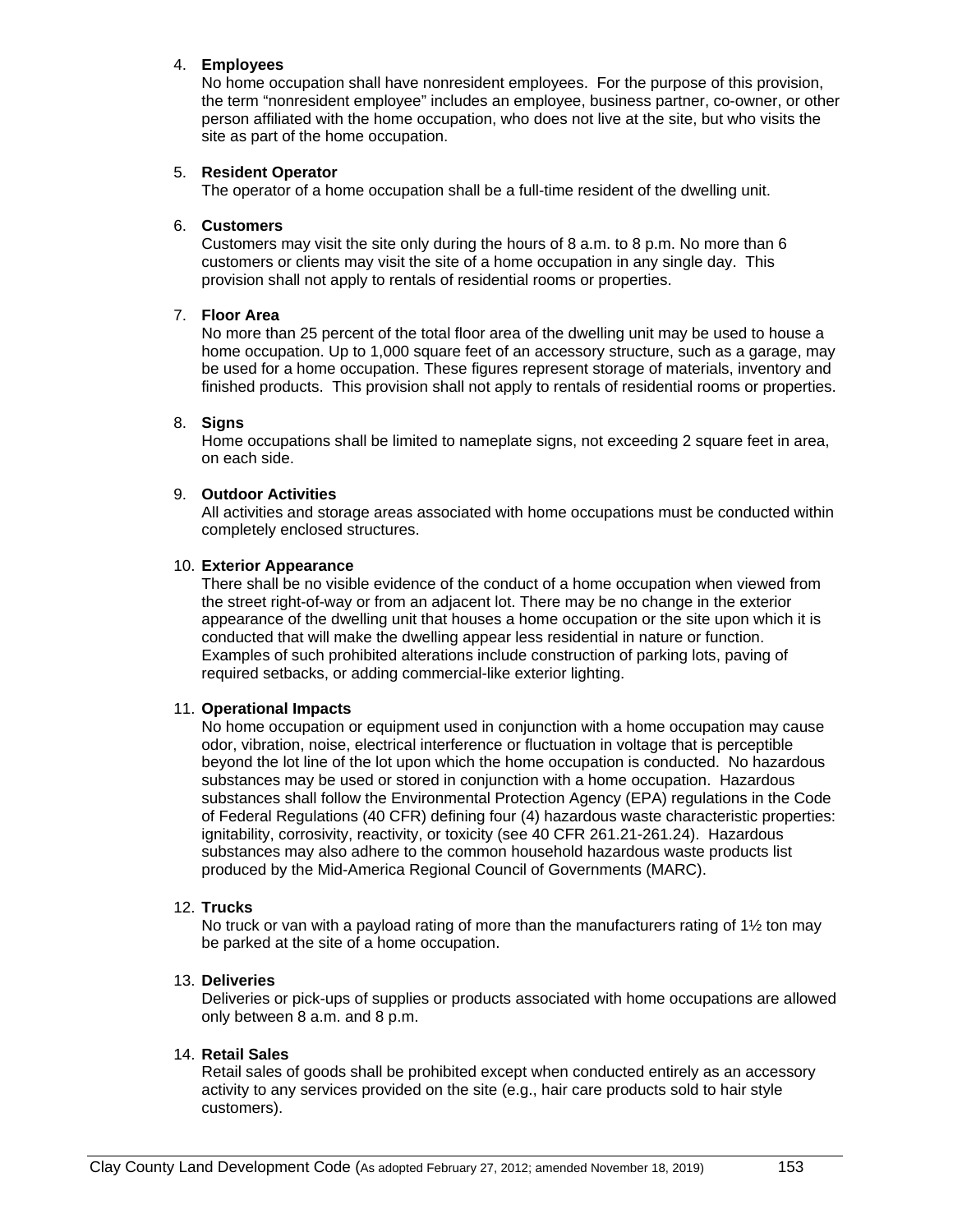4. **Employees**
   No home occupation shall have nonresident employees. For the purpose of this provision, the term "nonresident employee" includes an employee, business partner, co-owner, or other person affiliated with the home occupation, who does not live at the site, but who visits the site as part of the home occupation.

5. **Resident Operator**
   The operator of a home occupation shall be a full-time resident of the dwelling unit.

6. **Customers**
   Customers may visit the site only during the hours of 8 a.m. to 8 p.m. No more than 6 customers or clients may visit the site of a home occupation in any single day. This provision shall not apply to rentals of residential rooms or properties.

7. **Floor Area**
   No more than 25 percent of the total floor area of the dwelling unit may be used to house a home occupation. Up to 1,000 square feet of an accessory structure, such as a garage, may be used for a home occupation. These figures represent storage of materials, inventory and finished products. This provision shall not apply to rentals of residential rooms or properties.

8. **Signs**
   Home occupations shall be limited to nameplate signs, not exceeding 2 square feet in area, on each side.

9. **Outdoor Activities**
   All activities and storage areas associated with home occupations must be conducted within completely enclosed structures.

10. **Exterior Appearance**
    There shall be no visible evidence of the conduct of a home occupation when viewed from the street right-of-way or from an adjacent lot. There may be no change in the exterior appearance of the dwelling unit that houses a home occupation or the site upon which it is conducted that will make the dwelling appear less residential in nature or function. Examples of such prohibited alterations include construction of parking lots, paving of required setbacks, or adding commercial-like exterior lighting.

11. **Operational Impacts**
    No home occupation or equipment used in conjunction with a home occupation may cause odor, vibration, noise, electrical interference or fluctuation in voltage that is perceptible beyond the lot line of the lot upon which the home occupation is conducted. No hazardous substances may be used or stored in conjunction with a home occupation. Hazardous substances shall follow the Environmental Protection Agency (EPA) regulations in the Code of Federal Regulations (40 CFR) defining four (4) hazardous waste characteristic properties: ignitability, corrosivity, reactivity, or toxicity (see 40 CFR 261.21-261.24). Hazardous substances may also adhere to the common household hazardous waste products list produced by the Mid-America Regional Council of Governments (MARC).

12. **Trucks**
    No truck or van with a payload rating of more than the manufacturers rating of 1½ ton may be parked at the site of a home occupation.

13. **Deliveries**
    Deliveries or pick-ups of supplies or products associated with home occupations are allowed only between 8 a.m. and 8 p.m.

14. **Retail Sales**
    Retail sales of goods shall be prohibited except when conducted entirely as an accessory activity to any services provided on the site (e.g., hair care products sold to hair style customers).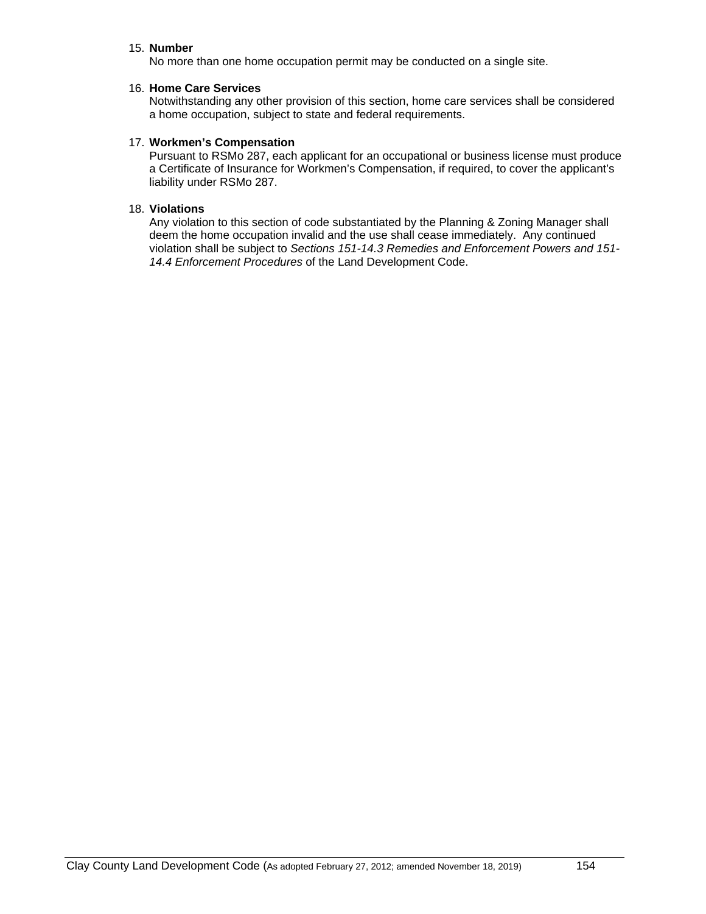15. **Number**
    No more than one home occupation permit may be conducted on a single site.

16. **Home Care Services**
    Notwithstanding any other provision of this section, home care services shall be considered a home occupation, subject to state and federal requirements.

17. **Workmen's Compensation**
    Pursuant to RSMo 287, each applicant for an occupational or business license must produce a Certificate of Insurance for Workmen's Compensation, if required, to cover the applicant's liability under RSMo 287.

18. **Violations**
    Any violation to this section of code substantiated by the Planning & Zoning Manager shall deem the home occupation invalid and the use shall cease immediately. Any continued violation shall be subject to *Sections 151-14.3 Remedies and Enforcement Powers and 151-14.4 Enforcement Procedures* of the Land Development Code.